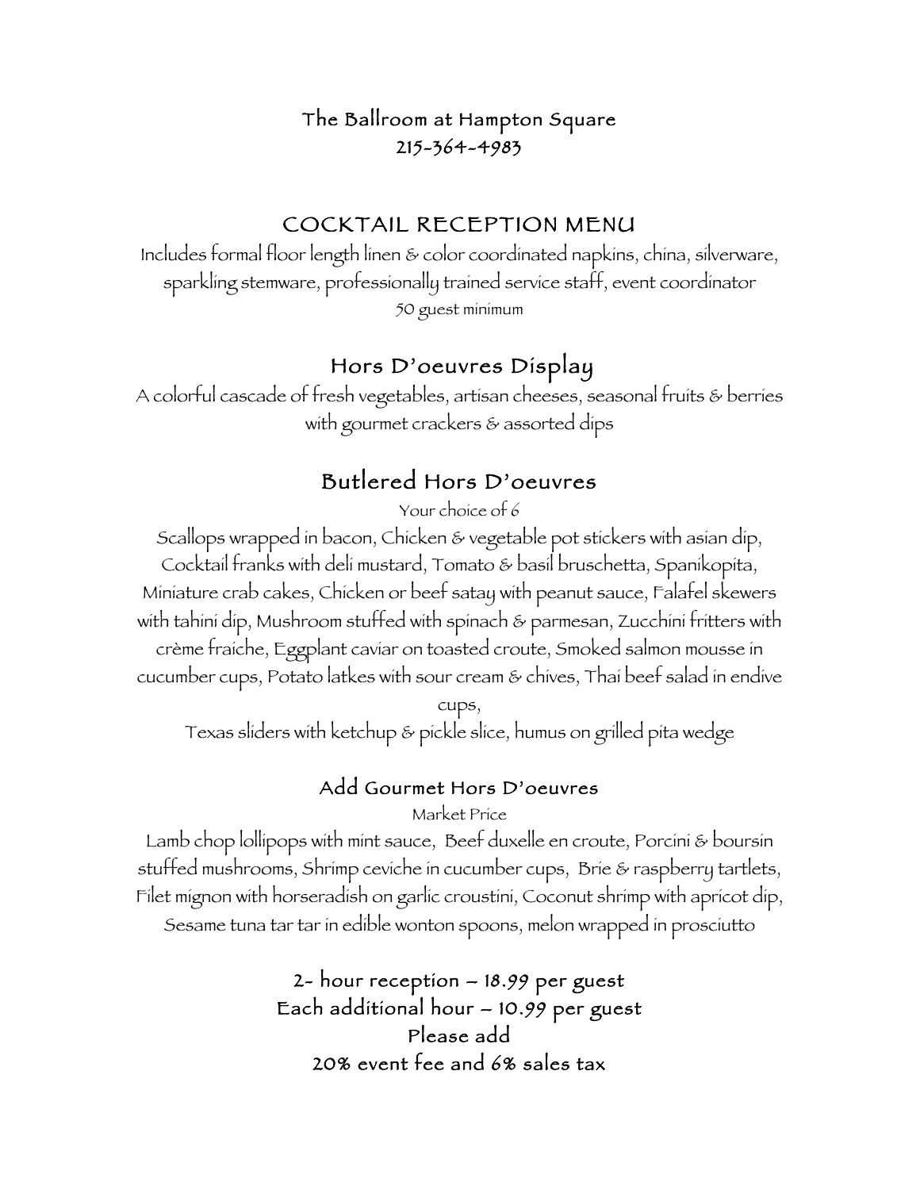The Ballroom at Hampton Square
215-364-4983

# COCKTAIL RECEPTION MENU

Includes formal floor length linen & color coordinated napkins, china, silverware, sparkling stemware, professionally trained service staff, event coordinator

50 guest minimum

## Hors D'oeuvres Display

A colorful cascade of fresh vegetables, artisan cheeses, seasonal fruits & berries with gourmet crackers & assorted dips

## Butlered Hors D'oeuvres

Your choice of 6

Scallops wrapped in bacon, Chicken & vegetable pot stickers with asian dip, Cocktail franks with deli mustard, Tomato & basil bruschetta, Spanikopita, Miniature crab cakes, Chicken or beef satay with peanut sauce, Falafel skewers with tahini dip, Mushroom stuffed with spinach & parmesan, Zucchini fritters with crème fraiche, Eggplant caviar on toasted croute, Smoked salmon mousse in cucumber cups, Potato latkes with sour cream & chives, Thai beef salad in endive cups,

Texas sliders with ketchup & pickle slice, humus on grilled pita wedge

### Add Gourmet Hors D'oeuvres

Market Price

Lamb chop lollipops with mint sauce, Beef duxelle en croute, Porcini & boursin stuffed mushrooms, Shrimp ceviche in cucumber cups, Brie & raspberry tartlets, Filet mignon with horseradish on garlic croustini, Coconut shrimp with apricot dip, Sesame tuna tar tar in edible wonton spoons, melon wrapped in prosciutto

2- hour reception – 18.99 per guest
Each additional hour – 10.99 per guest
Please add
20% event fee and 6% sales tax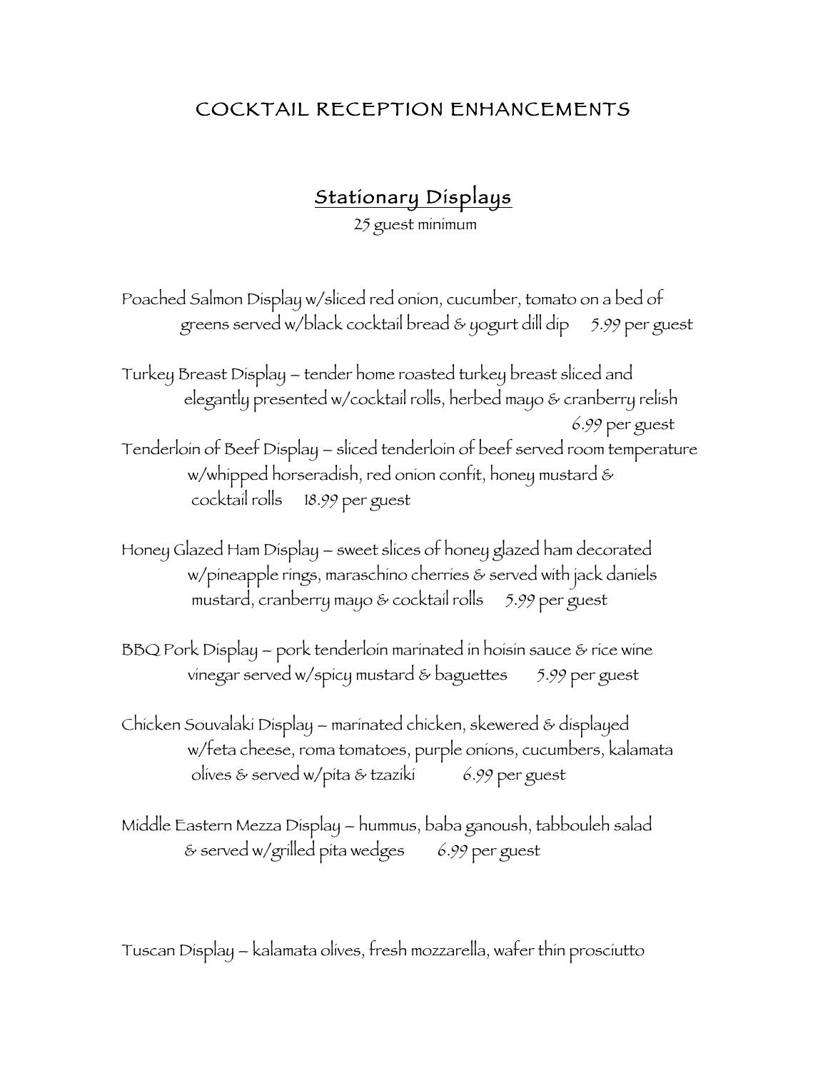# COCKTAIL RECEPTION ENHANCEMENTS

## Stationary Displays

25 guest minimum

Poached Salmon Display w/sliced red onion, cucumber, tomato on a bed of greens served w/black cocktail bread & yogurt dill dip 5.99 per guest

Turkey Breast Display – tender home roasted turkey breast sliced and elegantly presented w/cocktail rolls, herbed mayo & cranberry relish 6.99 per guest

Tenderloin of Beef Display – sliced tenderloin of beef served room temperature w/whipped horseradish, red onion confit, honey mustard & cocktail rolls 18.99 per guest

Honey Glazed Ham Display – sweet slices of honey glazed ham decorated w/pineapple rings, maraschino cherries & served with jack daniels mustard, cranberry mayo & cocktail rolls 5.99 per guest

BBQ Pork Display – pork tenderloin marinated in hoisin sauce & rice wine vinegar served w/spicy mustard & baguettes 5.99 per guest

Chicken Souvalaki Display – marinated chicken, skewered & displayed w/feta cheese, roma tomatoes, purple onions, cucumbers, kalamata olives & served w/pita & tzaziki 6.99 per guest

Middle Eastern Mezza Display – hummus, baba ganoush, tabbouleh salad & served w/grilled pita wedges 6.99 per guest

Tuscan Display – kalamata olives, fresh mozzarella, wafer thin prosciutto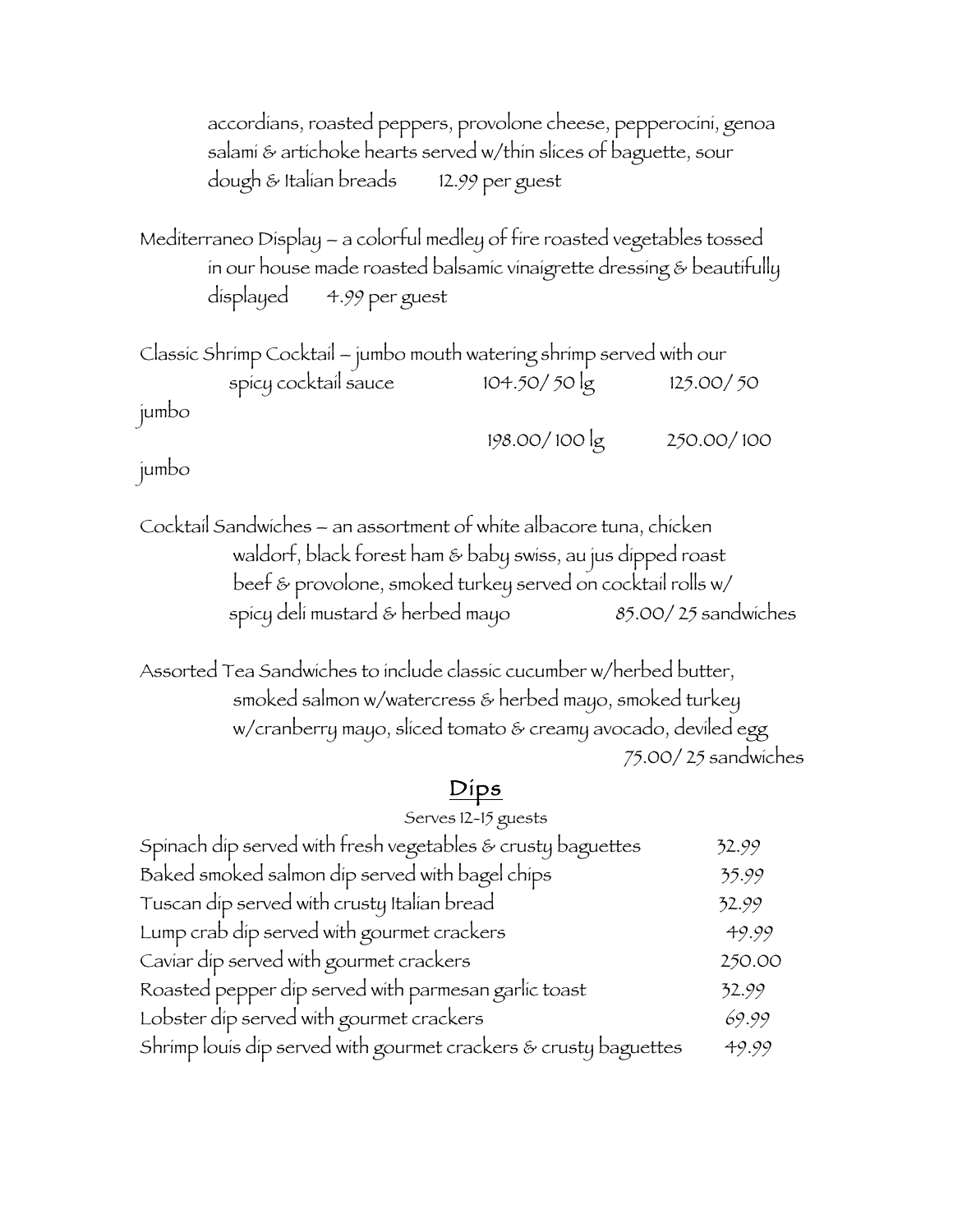accordians, roasted peppers, provolone cheese, pepperocini, genoa salami & artichoke hearts served w/thin slices of baguette, sour dough & Italian breads 12.99 per guest

Mediterraneo Display – a colorful medley of fire roasted vegetables tossed in our house made roasted balsamic vinaigrette dressing & beautifully displayed 4.99 per guest

Classic Shrimp Cocktail – jumbo mouth watering shrimp served with our spicy cocktail sauce 104.50/ 50 lg 125.00/ 50 jumbo

198.00/ 100 lg 250.00/ 100 jumbo

Cocktail Sandwiches – an assortment of white albacore tuna, chicken waldorf, black forest ham & baby swiss, au jus dipped roast beef & provolone, smoked turkey served on cocktail rolls w/ spicy deli mustard & herbed mayo 85.00/ 25 sandwiches

Assorted Tea Sandwiches to include classic cucumber w/herbed butter, smoked salmon w/watercress & herbed mayo, smoked turkey w/cranberry mayo, sliced tomato & creamy avocado, deviled egg 75.00/ 25 sandwiches

## Dips

Serves 12-15 guests

| | |
|---|---|
| Spinach dip served with fresh vegetables & crusty baguettes | 32.99 |
| Baked smoked salmon dip served with bagel chips | 35.99 |
| Tuscan dip served with crusty Italian bread | 32.99 |
| Lump crab dip served with gourmet crackers | 49.99 |
| Caviar dip served with gourmet crackers | 250.00 |
| Roasted pepper dip served with parmesan garlic toast | 32.99 |
| Lobster dip served with gourmet crackers | 69.99 |
| Shrimp louis dip served with gourmet crackers & crusty baguettes | 49.99 |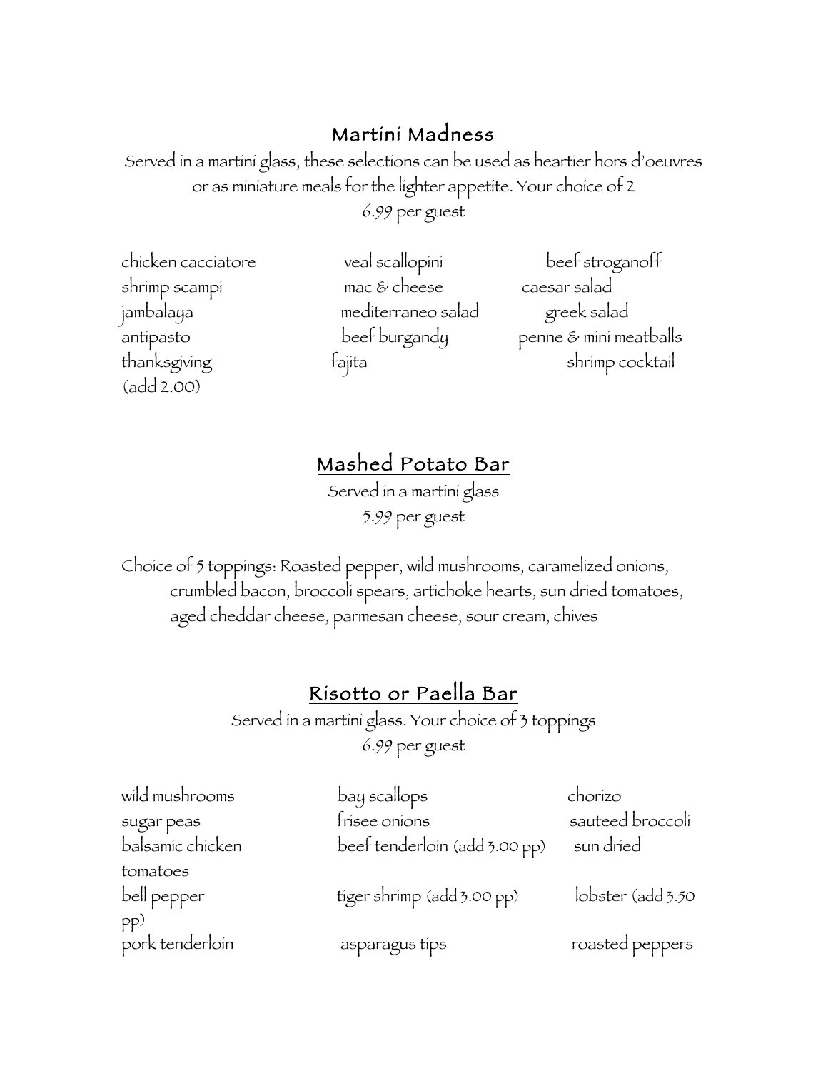## Martini Madness

Served in a martini glass, these selections can be used as heartier hors d'oeuvres or as miniature meals for the lighter appetite. Your choice of 2

6.99 per guest

| | | |
|---|---|---|
| chicken cacciatore | veal scallopini | beef stroganoff |
| shrimp scampi | mac & cheese | caesar salad |
| jambalaya | mediterraneo salad | greek salad |
| antipasto | beef burgandy | penne & mini meatballs |
| thanksgiving | fajita | shrimp cocktail (add 2.00) |

## Mashed Potato Bar

Served in a martini glass

5.99 per guest

Choice of 5 toppings: Roasted pepper, wild mushrooms, caramelized onions, crumbled bacon, broccoli spears, artichoke hearts, sun dried tomatoes, aged cheddar cheese, parmesan cheese, sour cream, chives

## Risotto or Paella Bar

Served in a martini glass. Your choice of 3 toppings

6.99 per guest

| | | |
|---|---|---|
| wild mushrooms | bay scallops | chorizo |
| sugar peas | frisee onions | sauteed broccoli |
| balsamic chicken | beef tenderloin (add 3.00 pp) | sun dried tomatoes |
| bell pepper | tiger shrimp (add 3.00 pp) | lobster (add 3.50 pp) |
| pork tenderloin | asparagus tips | roasted peppers |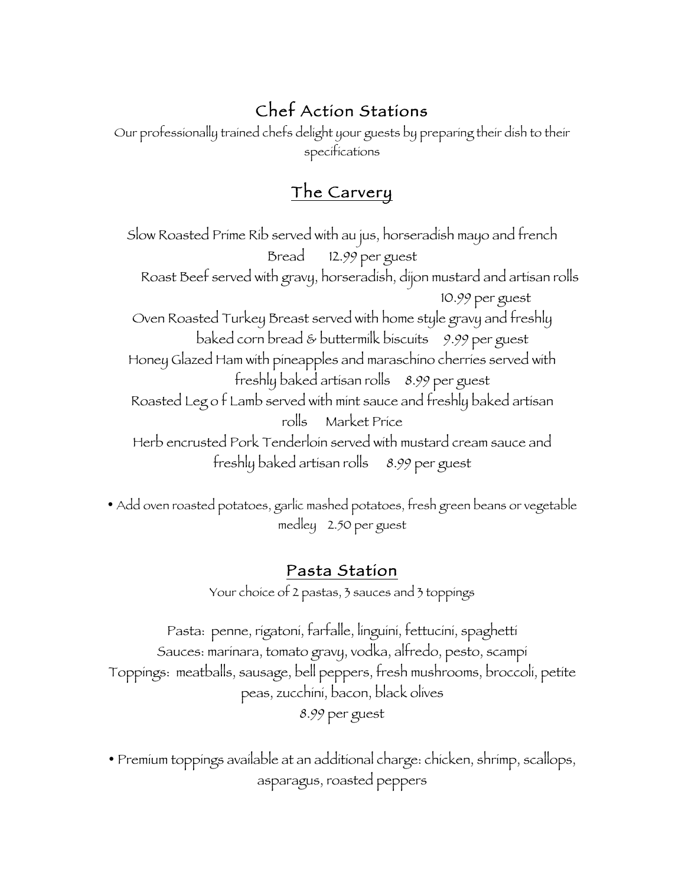# Chef Action Stations

Our professionally trained chefs delight your guests by preparing their dish to their specifications

## The Carvery

Slow Roasted Prime Rib served with au jus, horseradish mayo and french Bread 12.99 per guest

Roast Beef served with gravy, horseradish, dijon mustard and artisan rolls 10.99 per guest

Oven Roasted Turkey Breast served with home style gravy and freshly baked corn bread & buttermilk biscuits 9.99 per guest

Honey Glazed Ham with pineapples and maraschino cherries served with freshly baked artisan rolls 8.99 per guest

Roasted Leg o f Lamb served with mint sauce and freshly baked artisan rolls Market Price

Herb encrusted Pork Tenderloin served with mustard cream sauce and freshly baked artisan rolls 8.99 per guest

• Add oven roasted potatoes, garlic mashed potatoes, fresh green beans or vegetable medley 2.50 per guest

## Pasta Station

Your choice of 2 pastas, 3 sauces and 3 toppings

Pasta: penne, rigatoni, farfalle, linguini, fettucini, spaghetti
Sauces: marinara, tomato gravy, vodka, alfredo, pesto, scampi
Toppings: meatballs, sausage, bell peppers, fresh mushrooms, broccoli, petite peas, zucchini, bacon, black olives
8.99 per guest

• Premium toppings available at an additional charge: chicken, shrimp, scallops, asparagus, roasted peppers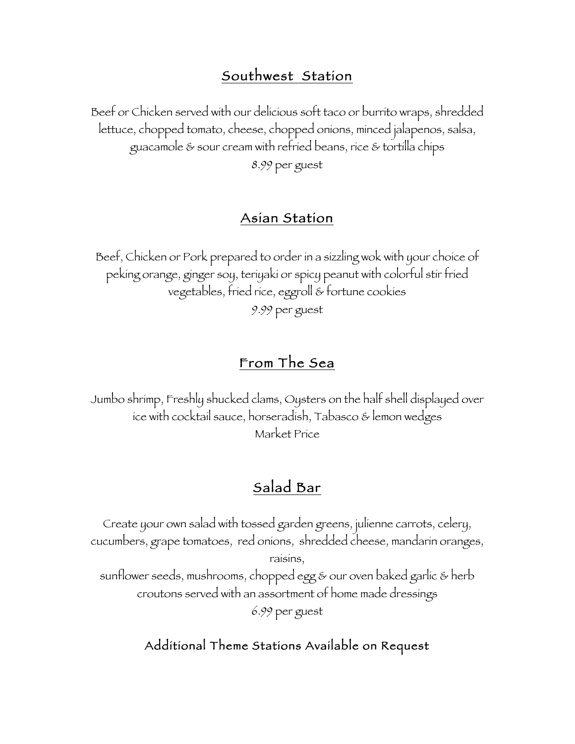## Southwest Station

Beef or Chicken served with our delicious soft taco or burrito wraps, shredded lettuce, chopped tomato, cheese, chopped onions, minced jalapenos, salsa, guacamole & sour cream with refried beans, rice & tortilla chips

8.99 per guest

## Asian Station

Beef, Chicken or Pork prepared to order in a sizzling wok with your choice of peking orange, ginger soy, teriyaki or spicy peanut with colorful stir fried vegetables, fried rice, eggroll & fortune cookies

9.99 per guest

## From The Sea

Jumbo shrimp, Freshly shucked clams, Oysters on the half shell displayed over ice with cocktail sauce, horseradish, Tabasco & lemon wedges

Market Price

## Salad Bar

Create your own salad with tossed garden greens, julienne carrots, celery, cucumbers, grape tomatoes, red onions, shredded cheese, mandarin oranges, raisins,
sunflower seeds, mushrooms, chopped egg & our oven baked garlic & herb croutons served with an assortment of home made dressings

6.99 per guest

**Additional Theme Stations Available on Request**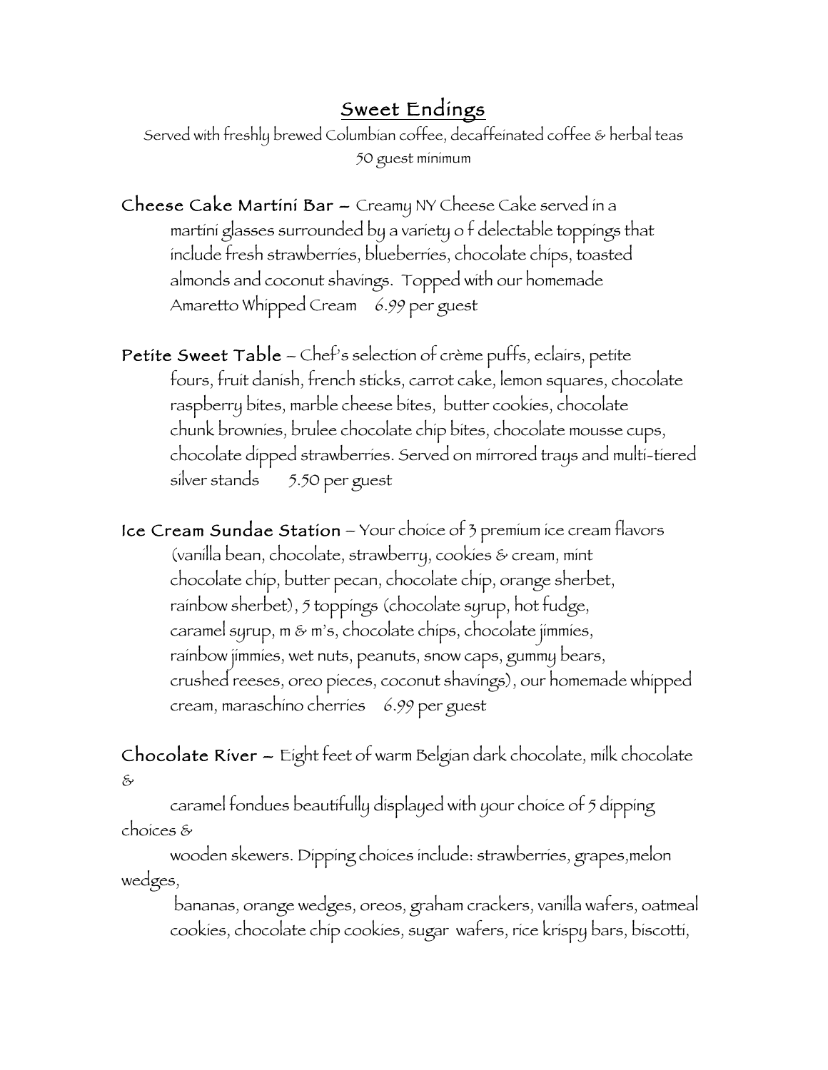# Sweet Endings

Served with freshly brewed Columbian coffee, decaffeinated coffee & herbal teas
50 guest minimum

**Cheese Cake Martini Bar –** Creamy NY Cheese Cake served in a martini glasses surrounded by a variety o f delectable toppings that include fresh strawberries, blueberries, chocolate chips, toasted almonds and coconut shavings. Topped with our homemade Amaretto Whipped Cream 6.99 per guest

**Petite Sweet Table** – Chef's selection of crème puffs, eclairs, petite fours, fruit danish, french sticks, carrot cake, lemon squares, chocolate raspberry bites, marble cheese bites, butter cookies, chocolate chunk brownies, brulee chocolate chip bites, chocolate mousse cups, chocolate dipped strawberries. Served on mirrored trays and multi-tiered silver stands 5.50 per guest

**Ice Cream Sundae Station** – Your choice of 3 premium ice cream flavors (vanilla bean, chocolate, strawberry, cookies & cream, mint chocolate chip, butter pecan, chocolate chip, orange sherbet, rainbow sherbet), 5 toppings (chocolate syrup, hot fudge, caramel syrup, m & m's, chocolate chips, chocolate jimmies, rainbow jimmies, wet nuts, peanuts, snow caps, gummy bears, crushed reeses, oreo pieces, coconut shavings), our homemade whipped cream, maraschino cherries 6.99 per guest

**Chocolate River –** Eight feet of warm Belgian dark chocolate, milk chocolate & caramel fondues beautifully displayed with your choice of 5 dipping choices & wooden skewers. Dipping choices include: strawberries, grapes,melon wedges, bananas, orange wedges, oreos, graham crackers, vanilla wafers, oatmeal cookies, chocolate chip cookies, sugar wafers, rice krispy bars, biscotti,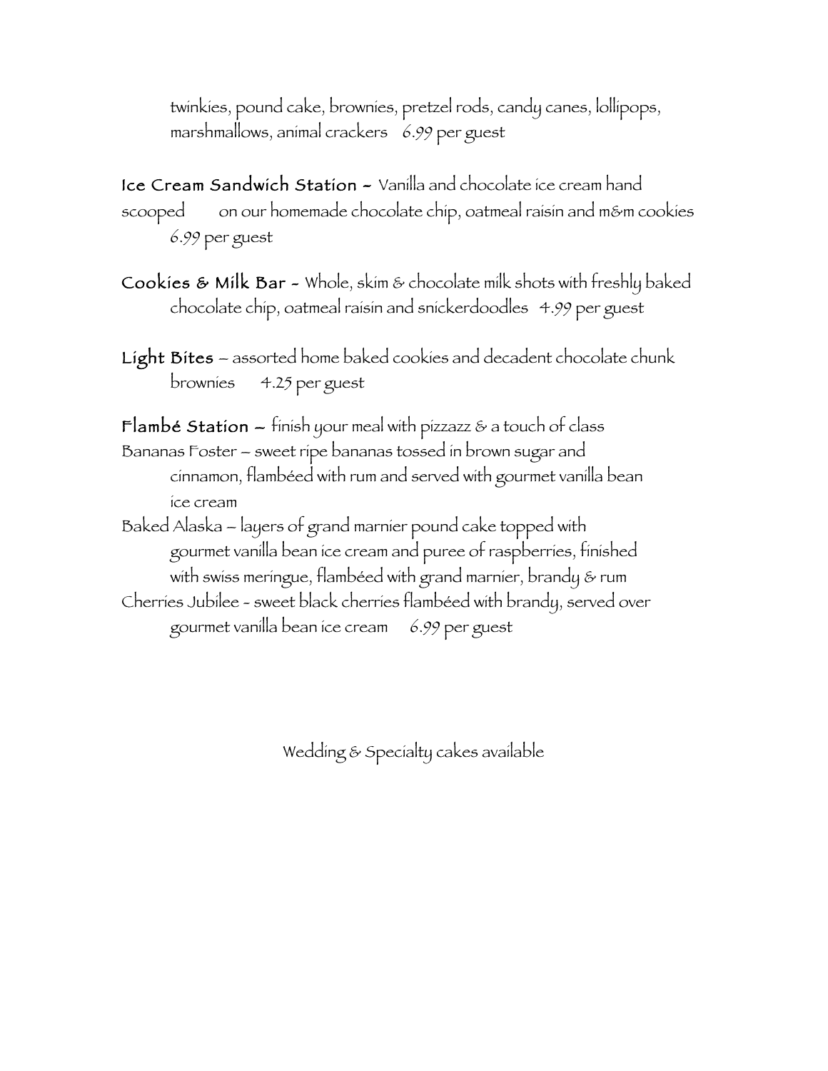twinkies, pound cake, brownies, pretzel rods, candy canes, lollipops, marshmallows, animal crackers 6.99 per guest

**Ice Cream Sandwich Station** – Vanilla and chocolate ice cream hand scooped on our homemade chocolate chip, oatmeal raisin and m&m cookies 6.99 per guest

**Cookies & Milk Bar** - Whole, skim & chocolate milk shots with freshly baked chocolate chip, oatmeal raisin and snickerdoodles 4.99 per guest

**Light Bites** – assorted home baked cookies and decadent chocolate chunk brownies 4.25 per guest

**Flambé Station** – finish your meal with pizzazz & a touch of class

Bananas Foster – sweet ripe bananas tossed in brown sugar and cinnamon, flambéed with rum and served with gourmet vanilla bean ice cream

Baked Alaska – layers of grand marnier pound cake topped with gourmet vanilla bean ice cream and puree of raspberries, finished with swiss meringue, flambéed with grand marnier, brandy & rum

Cherries Jubilee - sweet black cherries flambéed with brandy, served over gourmet vanilla bean ice cream 6.99 per guest

Wedding & Specialty cakes available